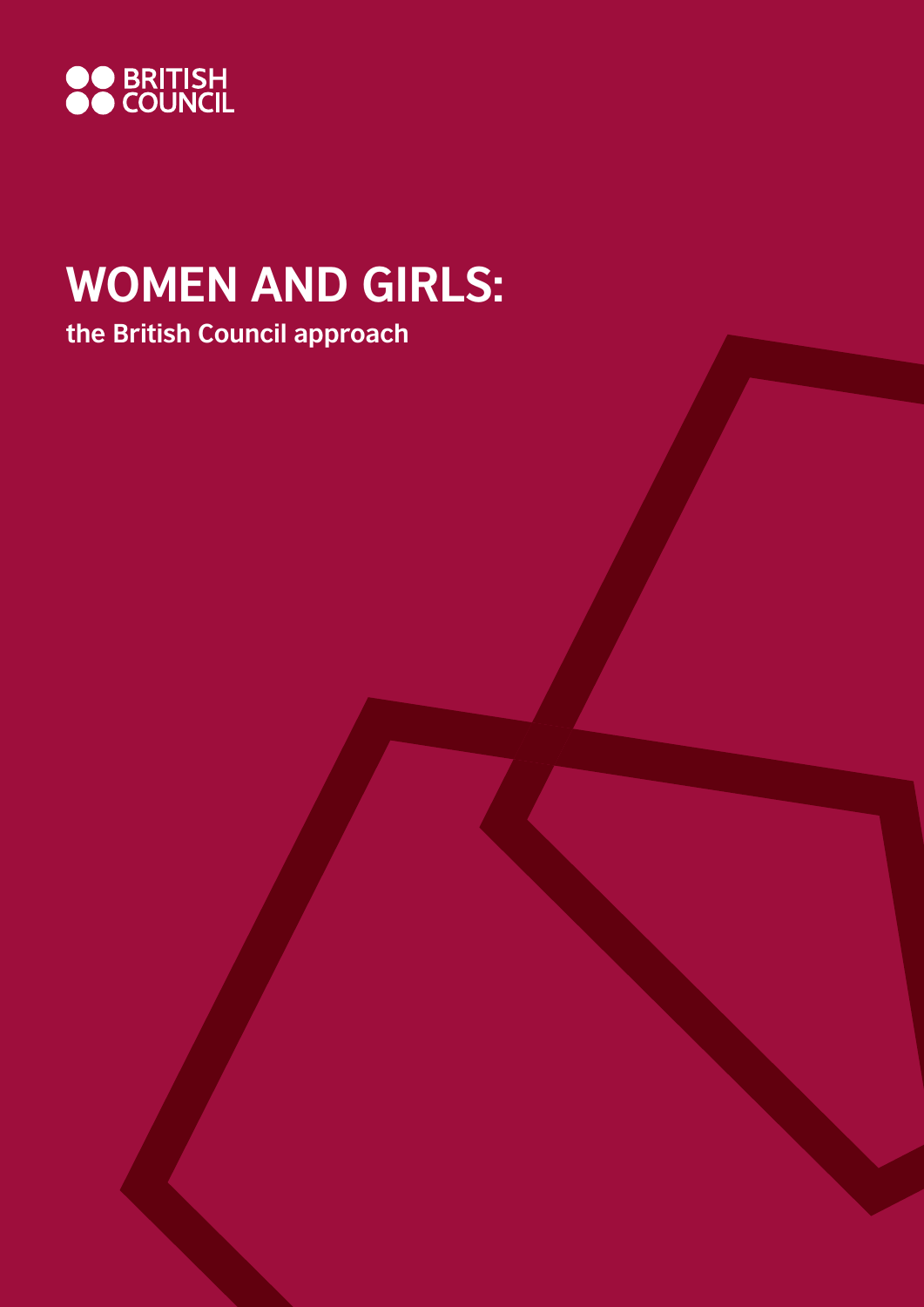BRITISH COUNCIL

# WOMEN AND GIRLS:

**the British Council approach**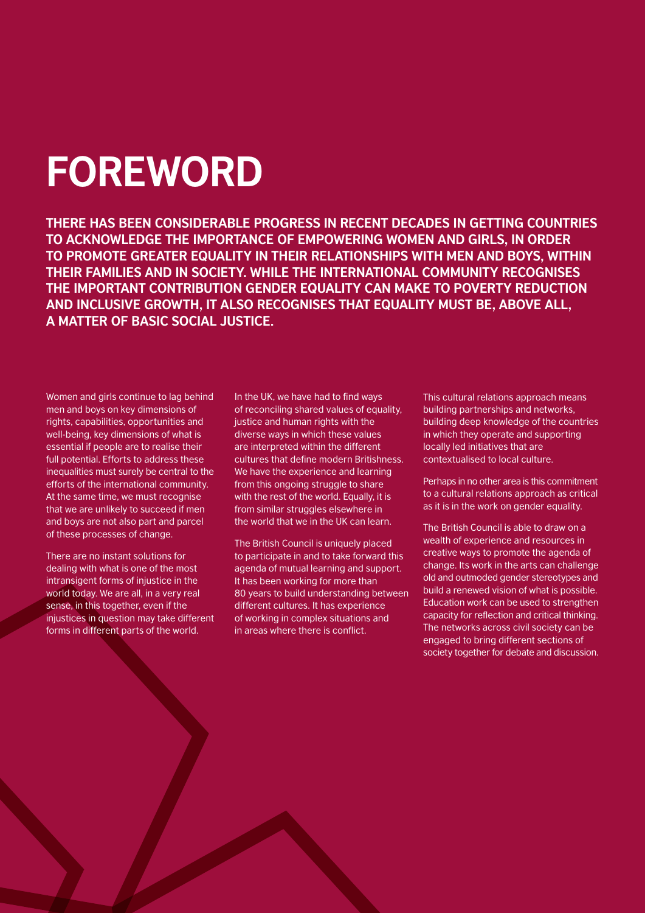# FOREWORD

**THERE HAS BEEN CONSIDERABLE PROGRESS IN RECENT DECADES IN GETTING COUNTRIES TO ACKNOWLEDGE THE IMPORTANCE OF EMPOWERING WOMEN AND GIRLS, IN ORDER TO PROMOTE GREATER EQUALITY IN THEIR RELATIONSHIPS WITH MEN AND BOYS, WITHIN THEIR FAMILIES AND IN SOCIETY. WHILE THE INTERNATIONAL COMMUNITY RECOGNISES THE IMPORTANT CONTRIBUTION GENDER EQUALITY CAN MAKE TO POVERTY REDUCTION AND INCLUSIVE GROWTH, IT ALSO RECOGNISES THAT EQUALITY MUST BE, ABOVE ALL, A MATTER OF BASIC SOCIAL JUSTICE.**

Women and girls continue to lag behind men and boys on key dimensions of rights, capabilities, opportunities and well-being, key dimensions of what is essential if people are to realise their full potential. Efforts to address these inequalities must surely be central to the efforts of the international community. At the same time, we must recognise that we are unlikely to succeed if men and boys are not also part and parcel of these processes of change.

There are no instant solutions for dealing with what is one of the most intransigent forms of injustice in the world today. We are all, in a very real sense, in this together, even if the injustices in question may take different forms in different parts of the world.

In the UK, we have had to find ways of reconciling shared values of equality, justice and human rights with the diverse ways in which these values are interpreted within the different cultures that define modern Britishness. We have the experience and learning from this ongoing struggle to share with the rest of the world. Equally, it is from similar struggles elsewhere in the world that we in the UK can learn.

The British Council is uniquely placed to participate in and to take forward this agenda of mutual learning and support. It has been working for more than 80 years to build understanding between different cultures. It has experience of working in complex situations and in areas where there is conflict.

This cultural relations approach means building partnerships and networks, building deep knowledge of the countries in which they operate and supporting locally led initiatives that are contextualised to local culture.

Perhaps in no other area is this commitment to a cultural relations approach as critical as it is in the work on gender equality.

The British Council is able to draw on a wealth of experience and resources in creative ways to promote the agenda of change. Its work in the arts can challenge old and outmoded gender stereotypes and build a renewed vision of what is possible. Education work can be used to strengthen capacity for reflection and critical thinking. The networks across civil society can be engaged to bring different sections of society together for debate and discussion.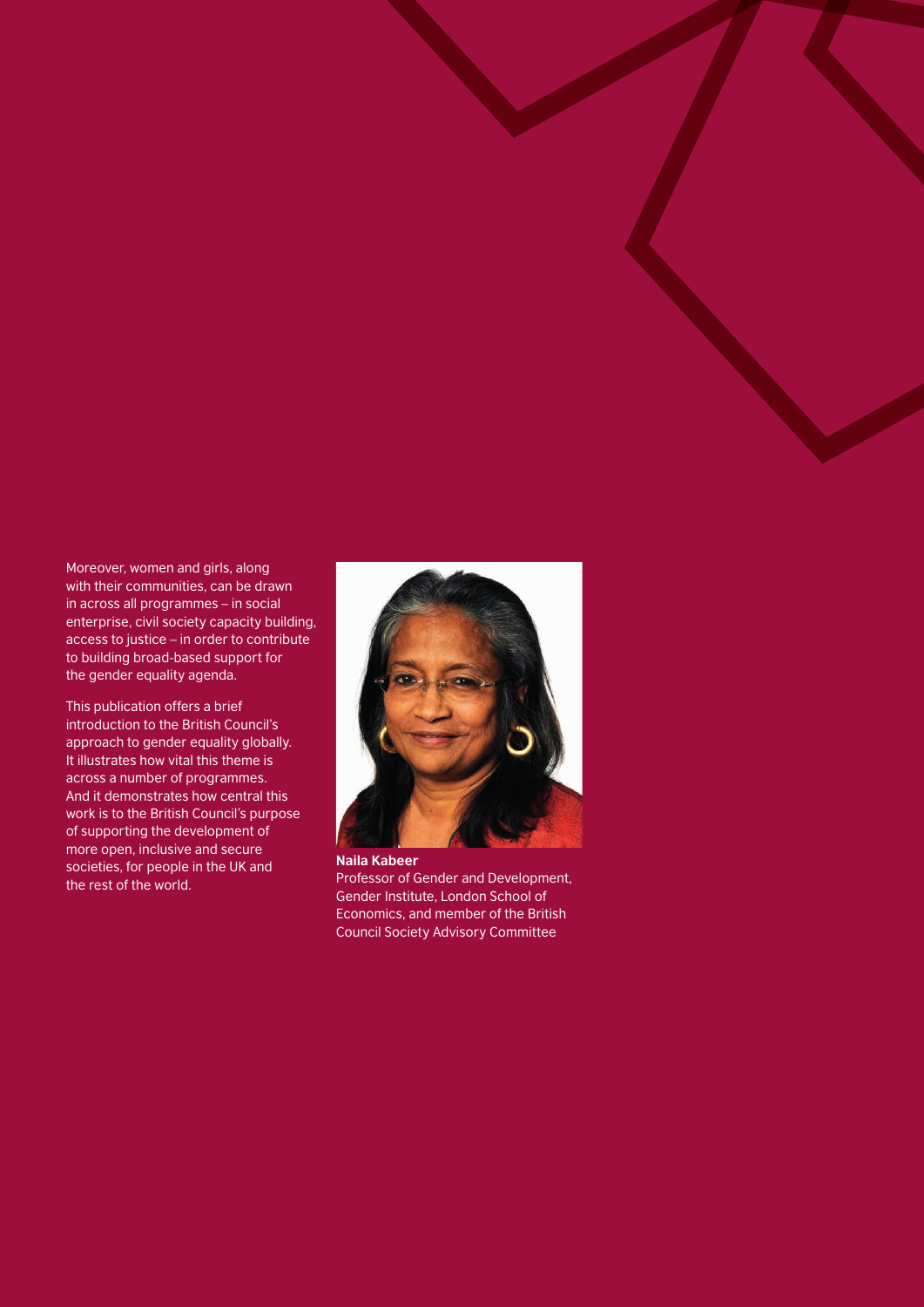Moreover, women and girls, along with their communities, can be drawn in across all programmes – in social enterprise, civil society capacity building, access to justice – in order to contribute to building broad-based support for the gender equality agenda.

This publication offers a brief introduction to the British Council's approach to gender equality globally. It illustrates how vital this theme is across a number of programmes. And it demonstrates how central this work is to the British Council's purpose of supporting the development of more open, inclusive and secure societies, for people in the UK and the rest of the world.

**Naila Kabeer**
Professor of Gender and Development, Gender Institute, London School of Economics, and member of the British Council Society Advisory Committee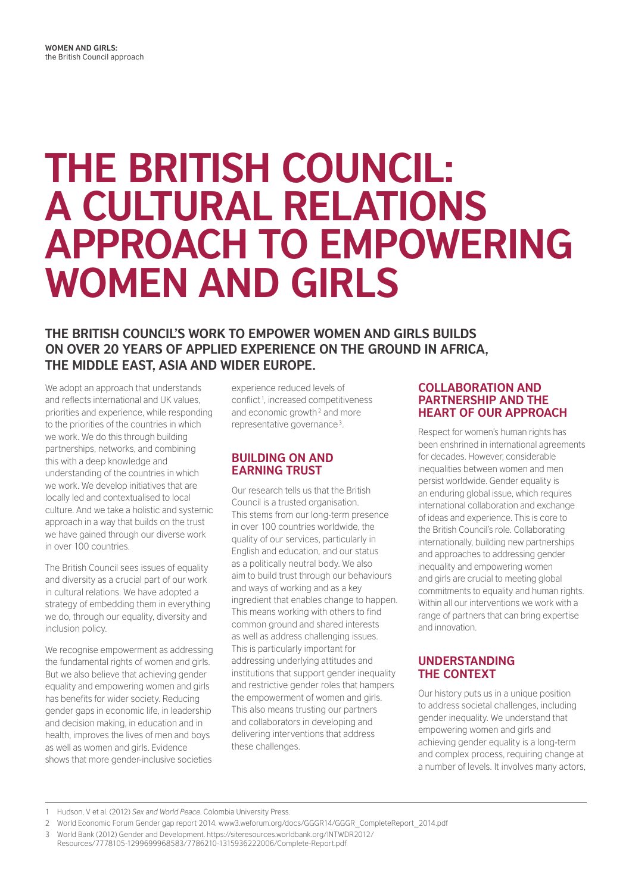# THE BRITISH COUNCIL: A CULTURAL RELATIONS APPROACH TO EMPOWERING WOMEN AND GIRLS

## THE BRITISH COUNCIL'S WORK TO EMPOWER WOMEN AND GIRLS BUILDS ON OVER 20 YEARS OF APPLIED EXPERIENCE ON THE GROUND IN AFRICA, THE MIDDLE EAST, ASIA AND WIDER EUROPE.

We adopt an approach that understands and reflects international and UK values, priorities and experience, while responding to the priorities of the countries in which we work. We do this through building partnerships, networks, and combining this with a deep knowledge and understanding of the countries in which we work. We develop initiatives that are locally led and contextualised to local culture. And we take a holistic and systemic approach in a way that builds on the trust we have gained through our diverse work in over 100 countries.

The British Council sees issues of equality and diversity as a crucial part of our work in cultural relations. We have adopted a strategy of embedding them in everything we do, through our equality, diversity and inclusion policy.

We recognise empowerment as addressing the fundamental rights of women and girls. But we also believe that achieving gender equality and empowering women and girls has benefits for wider society. Reducing gender gaps in economic life, in leadership and decision making, in education and in health, improves the lives of men and boys as well as women and girls. Evidence shows that more gender-inclusive societies experience reduced levels of conflict[1], increased competitiveness and economic growth[2] and more representative governance[3].

### BUILDING ON AND EARNING TRUST

Our research tells us that the British Council is a trusted organisation. This stems from our long-term presence in over 100 countries worldwide, the quality of our services, particularly in English and education, and our status as a politically neutral body. We also aim to build trust through our behaviours and ways of working and as a key ingredient that enables change to happen. This means working with others to find common ground and shared interests as well as address challenging issues. This is particularly important for addressing underlying attitudes and institutions that support gender inequality and restrictive gender roles that hampers the empowerment of women and girls. This also means trusting our partners and collaborators in developing and delivering interventions that address these challenges.

### COLLABORATION AND PARTNERSHIP AND THE HEART OF OUR APPROACH

Respect for women's human rights has been enshrined in international agreements for decades. However, considerable inequalities between women and men persist worldwide. Gender equality is an enduring global issue, which requires international collaboration and exchange of ideas and experience. This is core to the British Council's role. Collaborating internationally, building new partnerships and approaches to addressing gender inequality and empowering women and girls are crucial to meeting global commitments to equality and human rights. Within all our interventions we work with a range of partners that can bring expertise and innovation.

### UNDERSTANDING THE CONTEXT

Our history puts us in a unique position to address societal challenges, including gender inequality. We understand that empowering women and girls and achieving gender equality is a long-term and complex process, requiring change at a number of levels. It involves many actors,

---

1 Hudson, V et al. (2012) *Sex and World Peace*. Colombia University Press.

2 World Economic Forum Gender gap report 2014. www3.weforum.org/docs/GGGR14/GGGR_CompleteReport_2014.pdf

3 World Bank (2012) Gender and Development. https://siteresources.worldbank.org/INTWDR2012/Resources/7778105-1299699968583/7786210-1315936222006/Complete-Report.pdf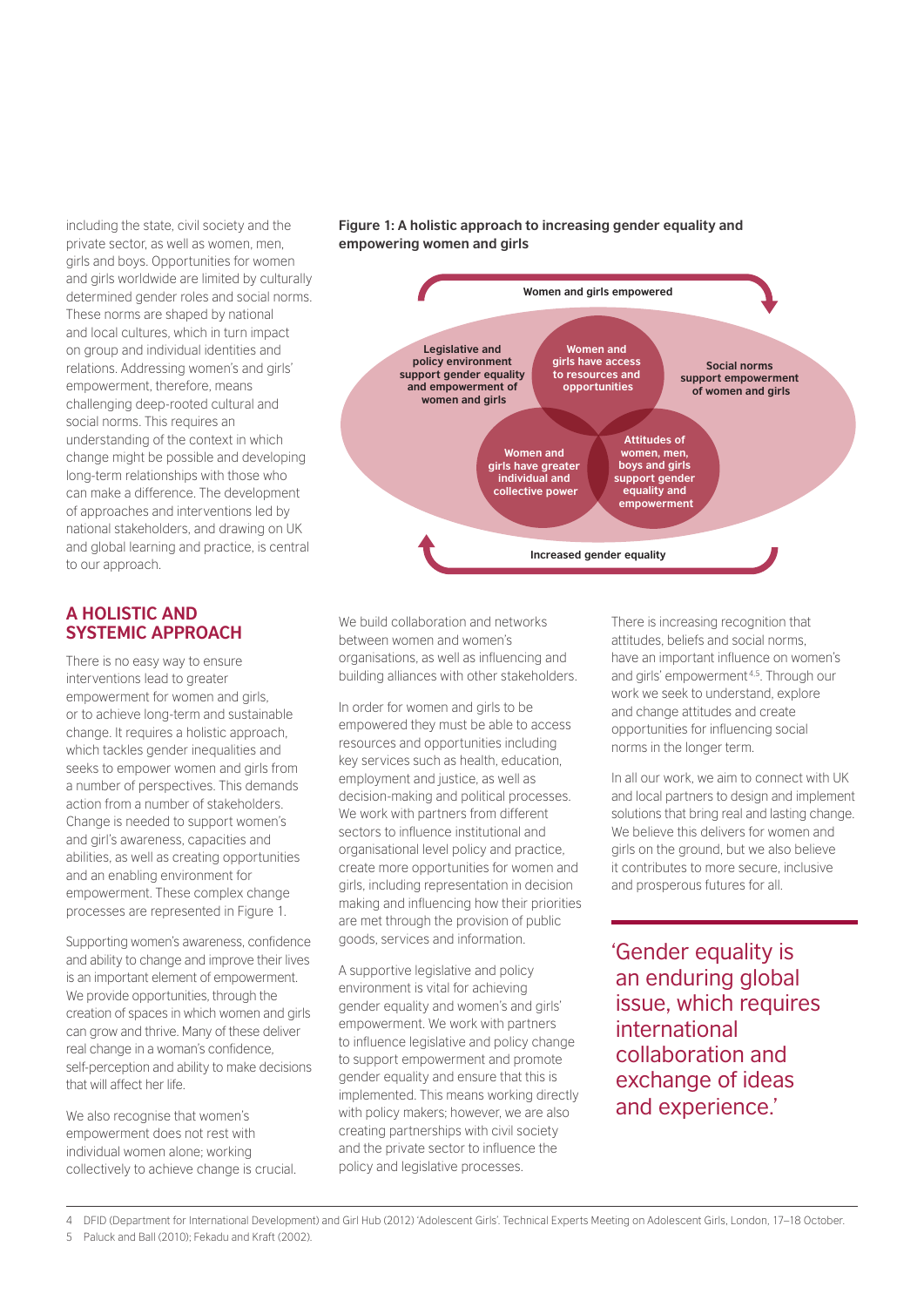including the state, civil society and the private sector, as well as women, men, girls and boys. Opportunities for women and girls worldwide are limited by culturally determined gender roles and social norms. These norms are shaped by national and local cultures, which in turn impact on group and individual identities and relations. Addressing women's and girls' empowerment, therefore, means challenging deep-rooted cultural and social norms. This requires an understanding of the context in which change might be possible and developing long-term relationships with those who can make a difference. The development of approaches and interventions led by national stakeholders, and drawing on UK and global learning and practice, is central to our approach.

**Figure 1: A holistic approach to increasing gender equality and empowering women and girls**

Women and girls empowered

Legislative and policy environment support gender equality and empowerment of women and girls

Women and girls have access to resources and opportunities

Social norms support empowerment of women and girls

Women and girls have greater individual and collective power

Attitudes of women, men, boys and girls support gender equality and empowerment

Increased gender equality

## A HOLISTIC AND SYSTEMIC APPROACH

There is no easy way to ensure interventions lead to greater empowerment for women and girls, or to achieve long-term and sustainable change. It requires a holistic approach, which tackles gender inequalities and seeks to empower women and girls from a number of perspectives. This demands action from a number of stakeholders. Change is needed to support women's and girl's awareness, capacities and abilities, as well as creating opportunities and an enabling environment for empowerment. These complex change processes are represented in Figure 1.

Supporting women's awareness, confidence and ability to change and improve their lives is an important element of empowerment. We provide opportunities, through the creation of spaces in which women and girls can grow and thrive. Many of these deliver real change in a woman's confidence, self-perception and ability to make decisions that will affect her life.

We also recognise that women's empowerment does not rest with individual women alone; working collectively to achieve change is crucial. We build collaboration and networks between women and women's organisations, as well as influencing and building alliances with other stakeholders.

In order for women and girls to be empowered they must be able to access resources and opportunities including key services such as health, education, employment and justice, as well as decision-making and political processes. We work with partners from different sectors to influence institutional and organisational level policy and practice, create more opportunities for women and girls, including representation in decision making and influencing how their priorities are met through the provision of public goods, services and information.

A supportive legislative and policy environment is vital for achieving gender equality and women's and girls' empowerment. We work with partners to influence legislative and policy change to support empowerment and promote gender equality and ensure that this is implemented. This means working directly with policy makers; however, we are also creating partnerships with civil society and the private sector to influence the policy and legislative processes.

There is increasing recognition that attitudes, beliefs and social norms, have an important influence on women's and girls' empowerment[4,5]. Through our work we seek to understand, explore and change attitudes and create opportunities for influencing social norms in the longer term.

In all our work, we aim to connect with UK and local partners to design and implement solutions that bring real and lasting change. We believe this delivers for women and girls on the ground, but we also believe it contributes to more secure, inclusive and prosperous futures for all.

> 'Gender equality is an enduring global issue, which requires international collaboration and exchange of ideas and experience.'

4 DFID (Department for International Development) and Girl Hub (2012) 'Adolescent Girls'. Technical Experts Meeting on Adolescent Girls, London, 17–18 October.

5 Paluck and Ball (2010); Fekadu and Kraft (2002).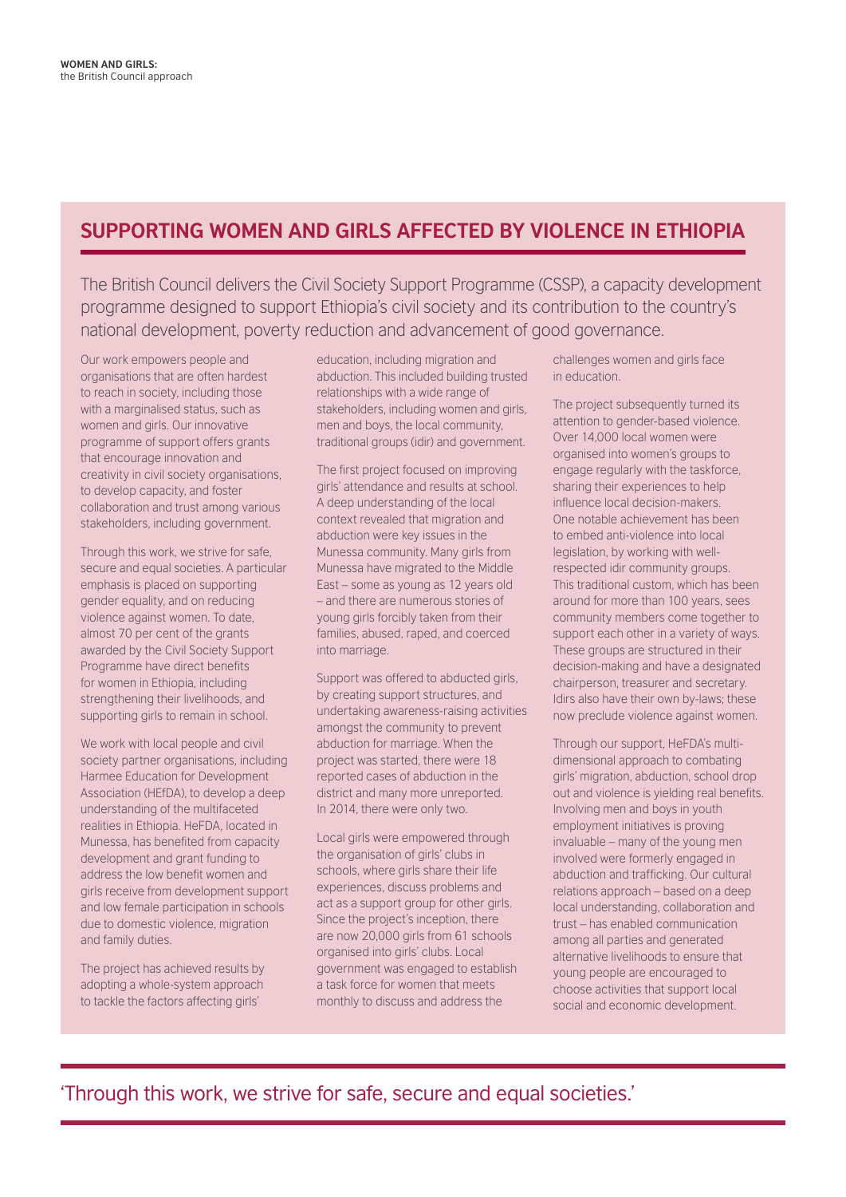## SUPPORTING WOMEN AND GIRLS AFFECTED BY VIOLENCE IN ETHIOPIA

The British Council delivers the Civil Society Support Programme (CSSP), a capacity development programme designed to support Ethiopia's civil society and its contribution to the country's national development, poverty reduction and advancement of good governance.

Our work empowers people and organisations that are often hardest to reach in society, including those with a marginalised status, such as women and girls. Our innovative programme of support offers grants that encourage innovation and creativity in civil society organisations, to develop capacity, and foster collaboration and trust among various stakeholders, including government.

Through this work, we strive for safe, secure and equal societies. A particular emphasis is placed on supporting gender equality, and on reducing violence against women. To date, almost 70 per cent of the grants awarded by the Civil Society Support Programme have direct benefits for women in Ethiopia, including strengthening their livelihoods, and supporting girls to remain in school.

We work with local people and civil society partner organisations, including Harmee Education for Development Association (HEfDA), to develop a deep understanding of the multifaceted realities in Ethiopia. HeFDA, located in Munessa, has benefited from capacity development and grant funding to address the low benefit women and girls receive from development support and low female participation in schools due to domestic violence, migration and family duties.

The project has achieved results by adopting a whole-system approach to tackle the factors affecting girls' education, including migration and abduction. This included building trusted relationships with a wide range of stakeholders, including women and girls, men and boys, the local community, traditional groups (idir) and government.

The first project focused on improving girls' attendance and results at school. A deep understanding of the local context revealed that migration and abduction were key issues in the Munessa community. Many girls from Munessa have migrated to the Middle East – some as young as 12 years old – and there are numerous stories of young girls forcibly taken from their families, abused, raped, and coerced into marriage.

Support was offered to abducted girls, by creating support structures, and undertaking awareness-raising activities amongst the community to prevent abduction for marriage. When the project was started, there were 18 reported cases of abduction in the district and many more unreported. In 2014, there were only two.

Local girls were empowered through the organisation of girls' clubs in schools, where girls share their life experiences, discuss problems and act as a support group for other girls. Since the project's inception, there are now 20,000 girls from 61 schools organised into girls' clubs. Local government was engaged to establish a task force for women that meets monthly to discuss and address the challenges women and girls face in education.

The project subsequently turned its attention to gender-based violence. Over 14,000 local women were organised into women's groups to engage regularly with the taskforce, sharing their experiences to help influence local decision-makers. One notable achievement has been to embed anti-violence into local legislation, by working with well-respected idir community groups. This traditional custom, which has been around for more than 100 years, sees community members come together to support each other in a variety of ways. These groups are structured in their decision-making and have a designated chairperson, treasurer and secretary. Idirs also have their own by-laws; these now preclude violence against women.

Through our support, HeFDA's multi-dimensional approach to combating girls' migration, abduction, school drop out and violence is yielding real benefits. Involving men and boys in youth employment initiatives is proving invaluable – many of the young men involved were formerly engaged in abduction and trafficking. Our cultural relations approach – based on a deep local understanding, collaboration and trust – has enabled communication among all parties and generated alternative livelihoods to ensure that young people are encouraged to choose activities that support local social and economic development.

'Through this work, we strive for safe, secure and equal societies.'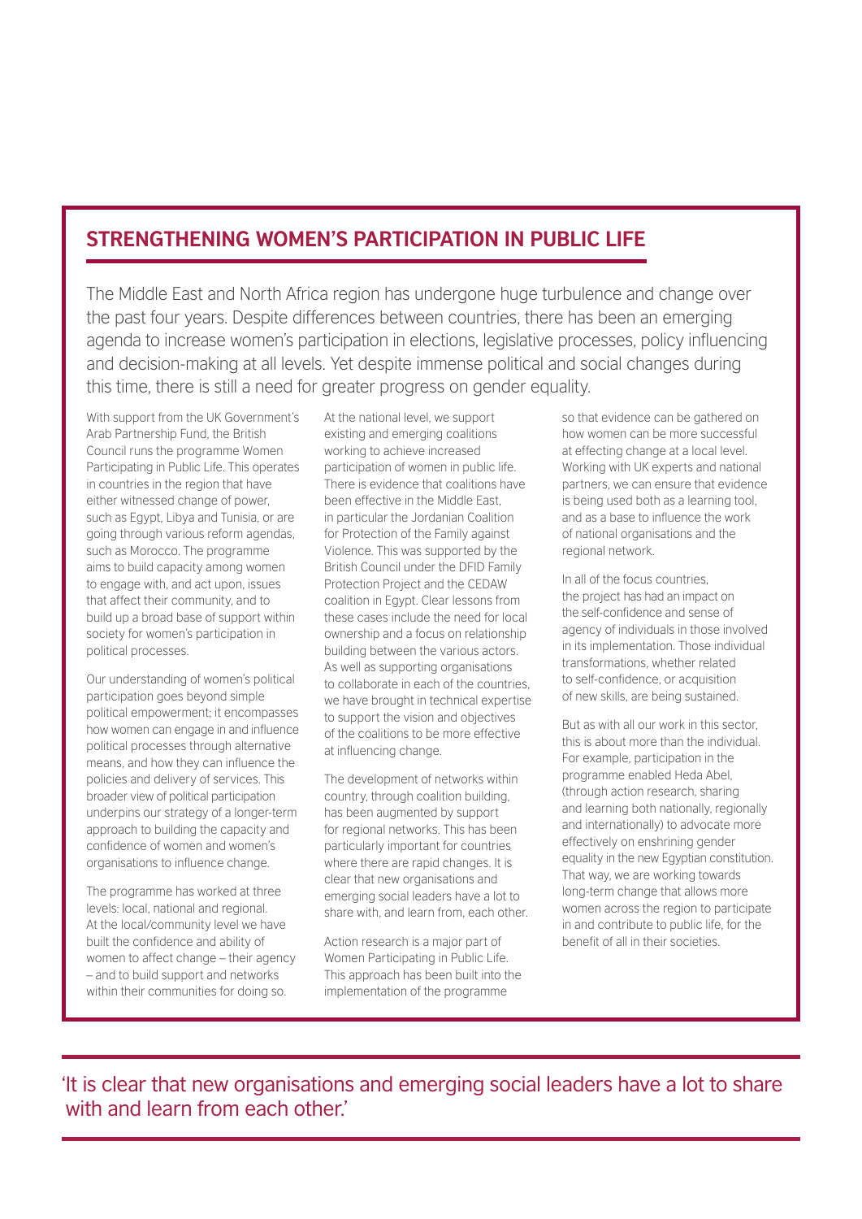## STRENGTHENING WOMEN'S PARTICIPATION IN PUBLIC LIFE

The Middle East and North Africa region has undergone huge turbulence and change over the past four years. Despite differences between countries, there has been an emerging agenda to increase women's participation in elections, legislative processes, policy influencing and decision-making at all levels. Yet despite immense political and social changes during this time, there is still a need for greater progress on gender equality.

With support from the UK Government's Arab Partnership Fund, the British Council runs the programme Women Participating in Public Life. This operates in countries in the region that have either witnessed change of power, such as Egypt, Libya and Tunisia, or are going through various reform agendas, such as Morocco. The programme aims to build capacity among women to engage with, and act upon, issues that affect their community, and to build up a broad base of support within society for women's participation in political processes.

Our understanding of women's political participation goes beyond simple political empowerment; it encompasses how women can engage in and influence political processes through alternative means, and how they can influence the policies and delivery of services. This broader view of political participation underpins our strategy of a longer-term approach to building the capacity and confidence of women and women's organisations to influence change.

The programme has worked at three levels: local, national and regional. At the local/community level we have built the confidence and ability of women to affect change – their agency – and to build support and networks within their communities for doing so.

At the national level, we support existing and emerging coalitions working to achieve increased participation of women in public life. There is evidence that coalitions have been effective in the Middle East, in particular the Jordanian Coalition for Protection of the Family against Violence. This was supported by the British Council under the DFID Family Protection Project and the CEDAW coalition in Egypt. Clear lessons from these cases include the need for local ownership and a focus on relationship building between the various actors. As well as supporting organisations to collaborate in each of the countries, we have brought in technical expertise to support the vision and objectives of the coalitions to be more effective at influencing change.

The development of networks within country, through coalition building, has been augmented by support for regional networks. This has been particularly important for countries where there are rapid changes. It is clear that new organisations and emerging social leaders have a lot to share with, and learn from, each other.

Action research is a major part of Women Participating in Public Life. This approach has been built into the implementation of the programme so that evidence can be gathered on how women can be more successful at effecting change at a local level. Working with UK experts and national partners, we can ensure that evidence is being used both as a learning tool, and as a base to influence the work of national organisations and the regional network.

In all of the focus countries, the project has had an impact on the self-confidence and sense of agency of individuals in those involved in its implementation. Those individual transformations, whether related to self-confidence, or acquisition of new skills, are being sustained.

But as with all our work in this sector, this is about more than the individual. For example, participation in the programme enabled Heda Abel, (through action research, sharing and learning both nationally, regionally and internationally) to advocate more effectively on enshrining gender equality in the new Egyptian constitution. That way, we are working towards long-term change that allows more women across the region to participate in and contribute to public life, for the benefit of all in their societies.

'It is clear that new organisations and emerging social leaders have a lot to share with and learn from each other.'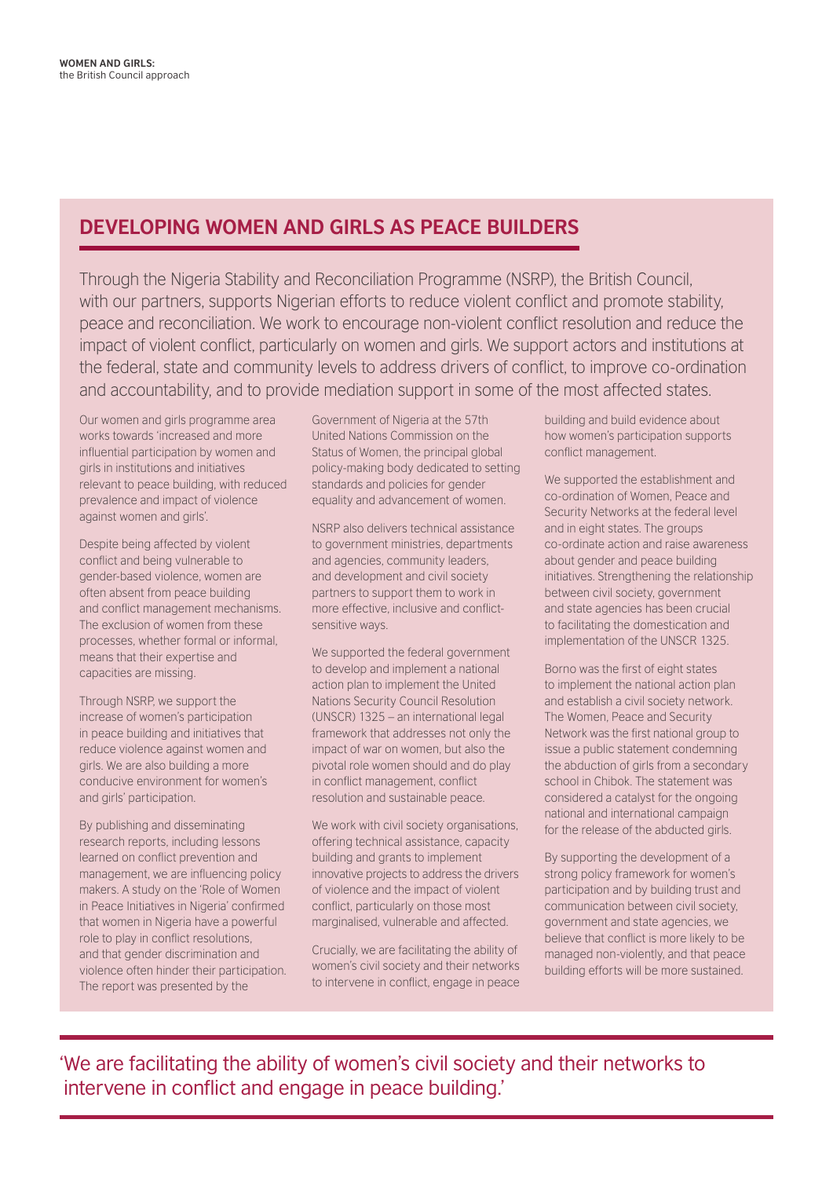## DEVELOPING WOMEN AND GIRLS AS PEACE BUILDERS

Through the Nigeria Stability and Reconciliation Programme (NSRP), the British Council, with our partners, supports Nigerian efforts to reduce violent conflict and promote stability, peace and reconciliation. We work to encourage non-violent conflict resolution and reduce the impact of violent conflict, particularly on women and girls. We support actors and institutions at the federal, state and community levels to address drivers of conflict, to improve co-ordination and accountability, and to provide mediation support in some of the most affected states.

Our women and girls programme area works towards 'increased and more influential participation by women and girls in institutions and initiatives relevant to peace building, with reduced prevalence and impact of violence against women and girls'.

Despite being affected by violent conflict and being vulnerable to gender-based violence, women are often absent from peace building and conflict management mechanisms. The exclusion of women from these processes, whether formal or informal, means that their expertise and capacities are missing.

Through NSRP, we support the increase of women's participation in peace building and initiatives that reduce violence against women and girls. We are also building a more conducive environment for women's and girls' participation.

By publishing and disseminating research reports, including lessons learned on conflict prevention and management, we are influencing policy makers. A study on the 'Role of Women in Peace Initiatives in Nigeria' confirmed that women in Nigeria have a powerful role to play in conflict resolutions, and that gender discrimination and violence often hinder their participation. The report was presented by the Government of Nigeria at the 57th United Nations Commission on the Status of Women, the principal global policy-making body dedicated to setting standards and policies for gender equality and advancement of women.

NSRP also delivers technical assistance to government ministries, departments and agencies, community leaders, and development and civil society partners to support them to work in more effective, inclusive and conflict-sensitive ways.

We supported the federal government to develop and implement a national action plan to implement the United Nations Security Council Resolution (UNSCR) 1325 – an international legal framework that addresses not only the impact of war on women, but also the pivotal role women should and do play in conflict management, conflict resolution and sustainable peace.

We work with civil society organisations, offering technical assistance, capacity building and grants to implement innovative projects to address the drivers of violence and the impact of violent conflict, particularly on those most marginalised, vulnerable and affected.

Crucially, we are facilitating the ability of women's civil society and their networks to intervene in conflict, engage in peace building and build evidence about how women's participation supports conflict management.

We supported the establishment and co-ordination of Women, Peace and Security Networks at the federal level and in eight states. The groups co-ordinate action and raise awareness about gender and peace building initiatives. Strengthening the relationship between civil society, government and state agencies has been crucial to facilitating the domestication and implementation of the UNSCR 1325.

Borno was the first of eight states to implement the national action plan and establish a civil society network. The Women, Peace and Security Network was the first national group to issue a public statement condemning the abduction of girls from a secondary school in Chibok. The statement was considered a catalyst for the ongoing national and international campaign for the release of the abducted girls.

By supporting the development of a strong policy framework for women's participation and by building trust and communication between civil society, government and state agencies, we believe that conflict is more likely to be managed non-violently, and that peace building efforts will be more sustained.

'We are facilitating the ability of women's civil society and their networks to intervene in conflict and engage in peace building.'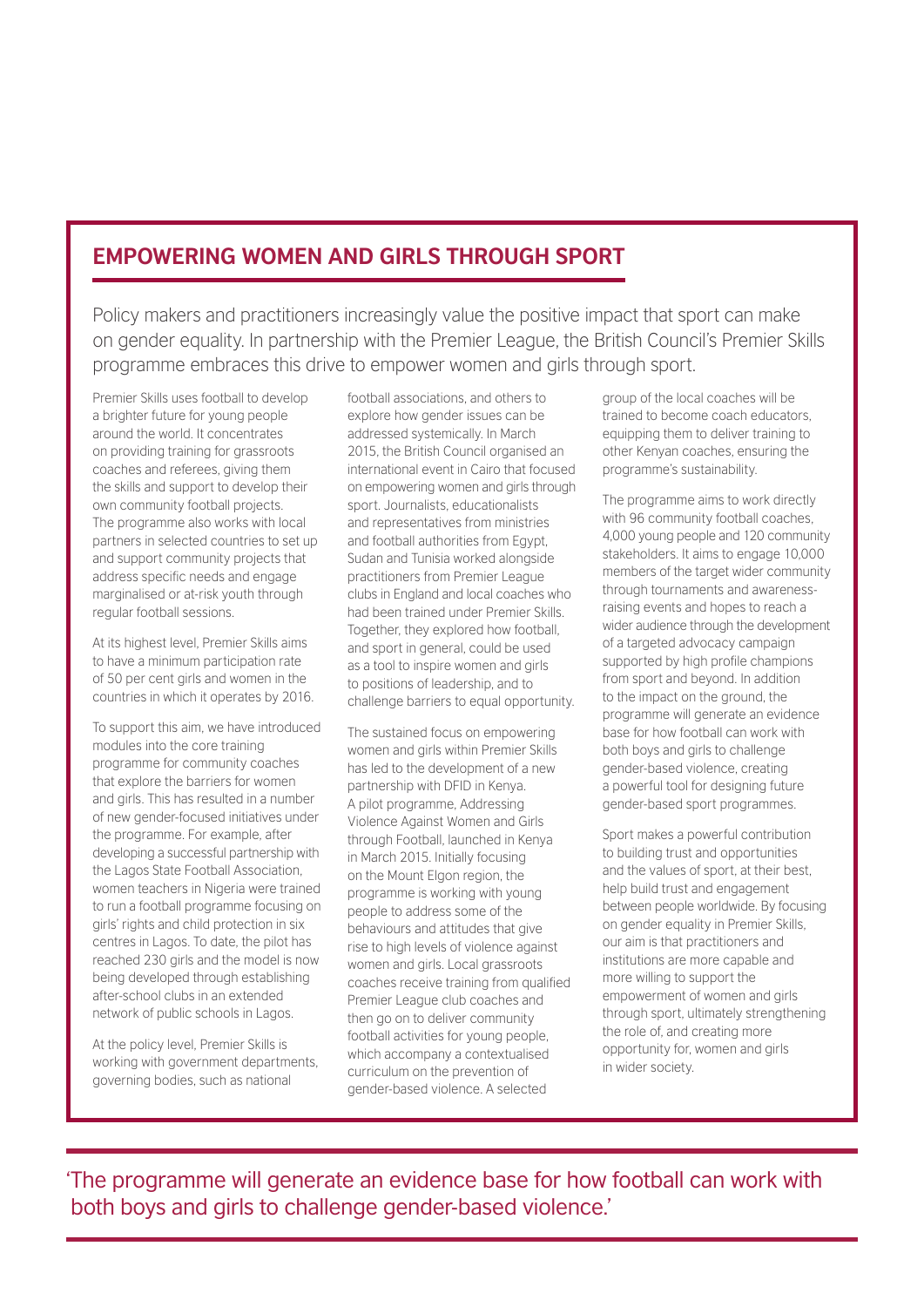## EMPOWERING WOMEN AND GIRLS THROUGH SPORT

Policy makers and practitioners increasingly value the positive impact that sport can make on gender equality. In partnership with the Premier League, the British Council's Premier Skills programme embraces this drive to empower women and girls through sport.

Premier Skills uses football to develop a brighter future for young people around the world. It concentrates on providing training for grassroots coaches and referees, giving them the skills and support to develop their own community football projects. The programme also works with local partners in selected countries to set up and support community projects that address specific needs and engage marginalised or at-risk youth through regular football sessions.

At its highest level, Premier Skills aims to have a minimum participation rate of 50 per cent girls and women in the countries in which it operates by 2016.

To support this aim, we have introduced modules into the core training programme for community coaches that explore the barriers for women and girls. This has resulted in a number of new gender-focused initiatives under the programme. For example, after developing a successful partnership with the Lagos State Football Association, women teachers in Nigeria were trained to run a football programme focusing on girls' rights and child protection in six centres in Lagos. To date, the pilot has reached 230 girls and the model is now being developed through establishing after-school clubs in an extended network of public schools in Lagos.

At the policy level, Premier Skills is working with government departments, governing bodies, such as national football associations, and others to explore how gender issues can be addressed systemically. In March 2015, the British Council organised an international event in Cairo that focused on empowering women and girls through sport. Journalists, educationalists and representatives from ministries and football authorities from Egypt, Sudan and Tunisia worked alongside practitioners from Premier League clubs in England and local coaches who had been trained under Premier Skills. Together, they explored how football, and sport in general, could be used as a tool to inspire women and girls to positions of leadership, and to challenge barriers to equal opportunity.

The sustained focus on empowering women and girls within Premier Skills has led to the development of a new partnership with DFID in Kenya. A pilot programme, Addressing Violence Against Women and Girls through Football, launched in Kenya in March 2015. Initially focusing on the Mount Elgon region, the programme is working with young people to address some of the behaviours and attitudes that give rise to high levels of violence against women and girls. Local grassroots coaches receive training from qualified Premier League club coaches and then go on to deliver community football activities for young people, which accompany a contextualised curriculum on the prevention of gender-based violence. A selected group of the local coaches will be trained to become coach educators, equipping them to deliver training to other Kenyan coaches, ensuring the programme's sustainability.

The programme aims to work directly with 96 community football coaches, 4,000 young people and 120 community stakeholders. It aims to engage 10,000 members of the target wider community through tournaments and awareness-raising events and hopes to reach a wider audience through the development of a targeted advocacy campaign supported by high profile champions from sport and beyond. In addition to the impact on the ground, the programme will generate an evidence base for how football can work with both boys and girls to challenge gender-based violence, creating a powerful tool for designing future gender-based sport programmes.

Sport makes a powerful contribution to building trust and opportunities and the values of sport, at their best, help build trust and engagement between people worldwide. By focusing on gender equality in Premier Skills, our aim is that practitioners and institutions are more capable and more willing to support the empowerment of women and girls through sport, ultimately strengthening the role of, and creating more opportunity for, women and girls in wider society.

'The programme will generate an evidence base for how football can work with both boys and girls to challenge gender-based violence.'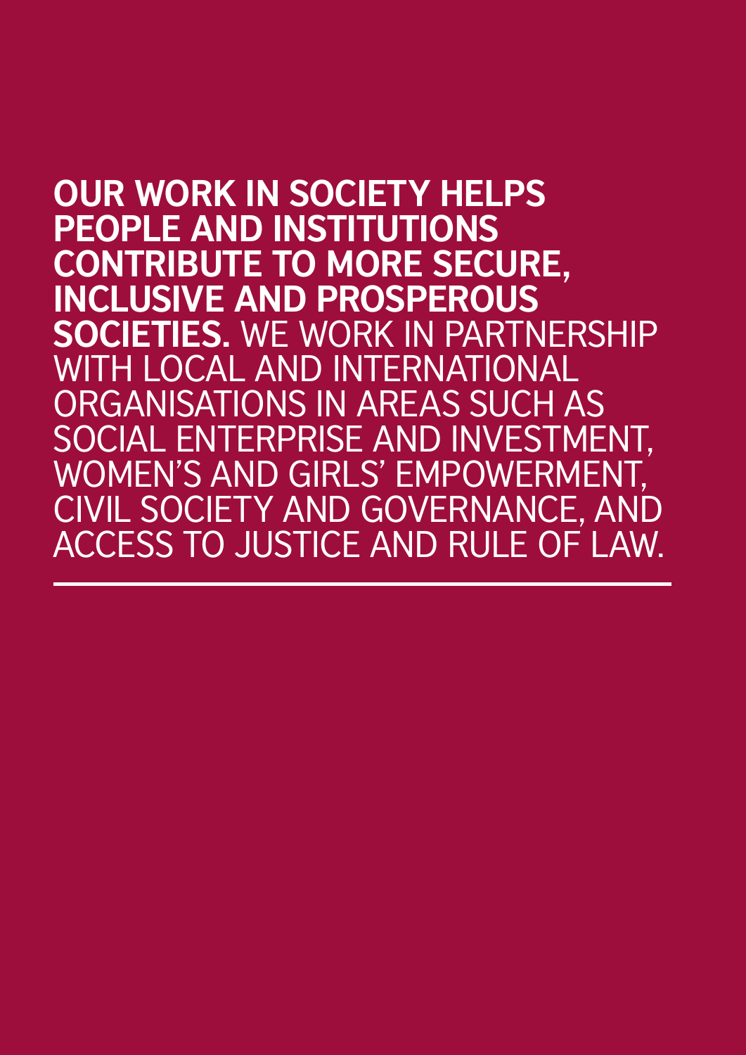**OUR WORK IN SOCIETY HELPS PEOPLE AND INSTITUTIONS CONTRIBUTE TO MORE SECURE, INCLUSIVE AND PROSPEROUS SOCIETIES.** WE WORK IN PARTNERSHIP WITH LOCAL AND INTERNATIONAL ORGANISATIONS IN AREAS SUCH AS SOCIAL ENTERPRISE AND INVESTMENT, WOMEN'S AND GIRLS' EMPOWERMENT, CIVIL SOCIETY AND GOVERNANCE, AND ACCESS TO JUSTICE AND RULE OF LAW.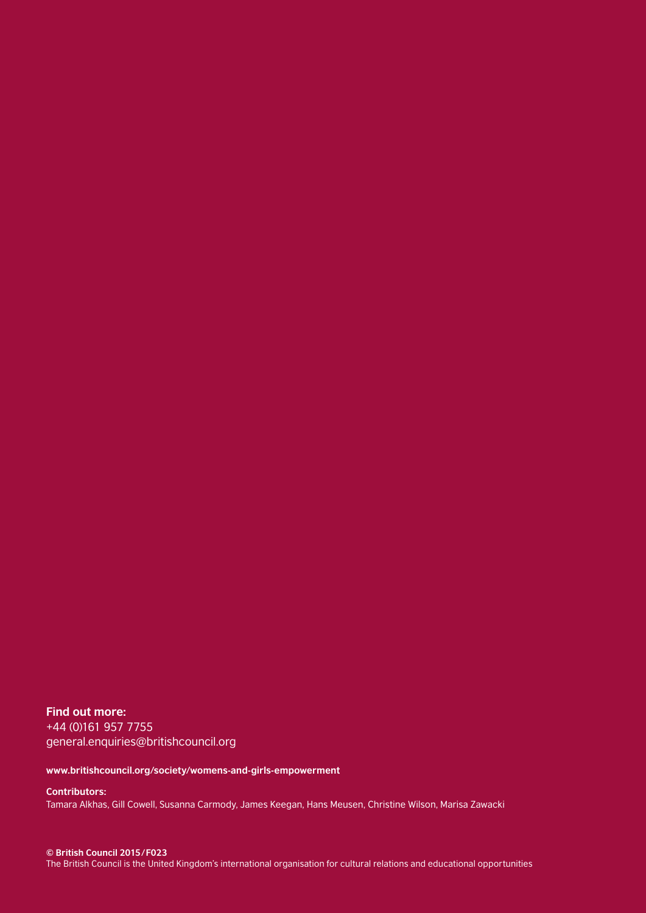**Find out more:**
+44 (0)161 957 7755
general.enquiries@britishcouncil.org

**www.britishcouncil.org/society/womens-and-girls-empowerment**

**Contributors:**
Tamara Alkhas, Gill Cowell, Susanna Carmody, James Keegan, Hans Meusen, Christine Wilson, Marisa Zawacki

**© British Council 2015/F023**
The British Council is the United Kingdom's international organisation for cultural relations and educational opportunities